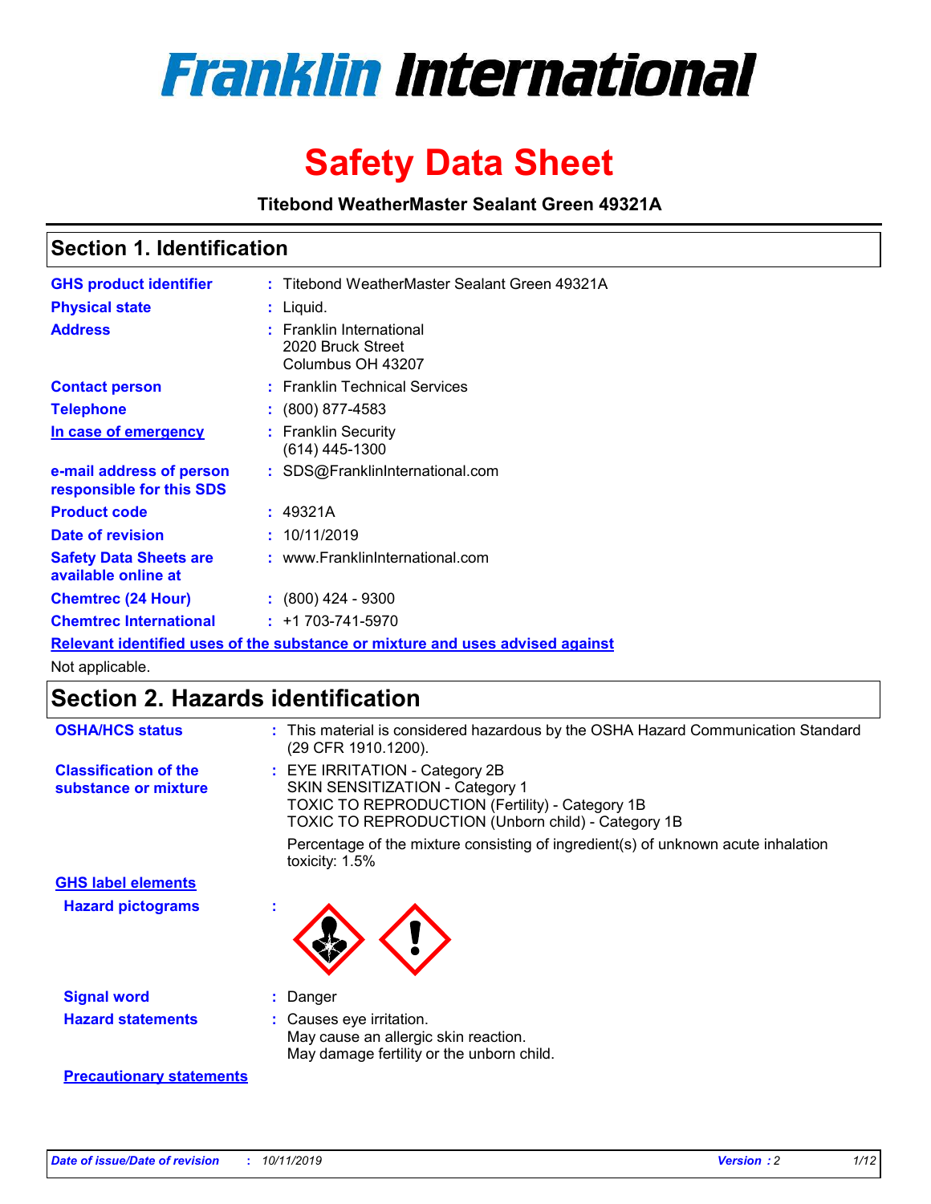# Franklin International

# Safety Data Sheet

**Titebond WeatherMaster Sealant Green 49321A**

## Section 1. Identification

| | | |
|---|---|---|
| **GHS product identifier** | : | Titebond WeatherMaster Sealant Green 49321A |
| **Physical state** | : | Liquid. |
| **Address** | : | Franklin International<br>2020 Bruck Street<br>Columbus OH 43207 |
| **Contact person** | : | Franklin Technical Services |
| **Telephone** | : | (800) 877-4583 |
| **In case of emergency** | : | Franklin Security<br>(614) 445-1300 |
| **e-mail address of person responsible for this SDS** | : | SDS@FranklinInternational.com |
| **Product code** | : | 49321A |
| **Date of revision** | : | 10/11/2019 |
| **Safety Data Sheets are available online at** | : | www.FranklinInternational.com |
| **Chemtrec (24 Hour)** | : | (800) 424 - 9300 |
| **Chemtrec International** | : | +1 703-741-5970 |

**Relevant identified uses of the substance or mixture and uses advised against**

Not applicable.

## Section 2. Hazards identification

**OSHA/HCS status** : This material is considered hazardous by the OSHA Hazard Communication Standard (29 CFR 1910.1200).

**Classification of the substance or mixture** : EYE IRRITATION - Category 2B
SKIN SENSITIZATION - Category 1
TOXIC TO REPRODUCTION (Fertility) - Category 1B
TOXIC TO REPRODUCTION (Unborn child) - Category 1B

Percentage of the mixture consisting of ingredient(s) of unknown acute inhalation toxicity: 1.5%

**GHS label elements**

**Hazard pictograms** :

**Signal word** : Danger

**Hazard statements** : Causes eye irritation.
May cause an allergic skin reaction.
May damage fertility or the unborn child.

**Precautionary statements**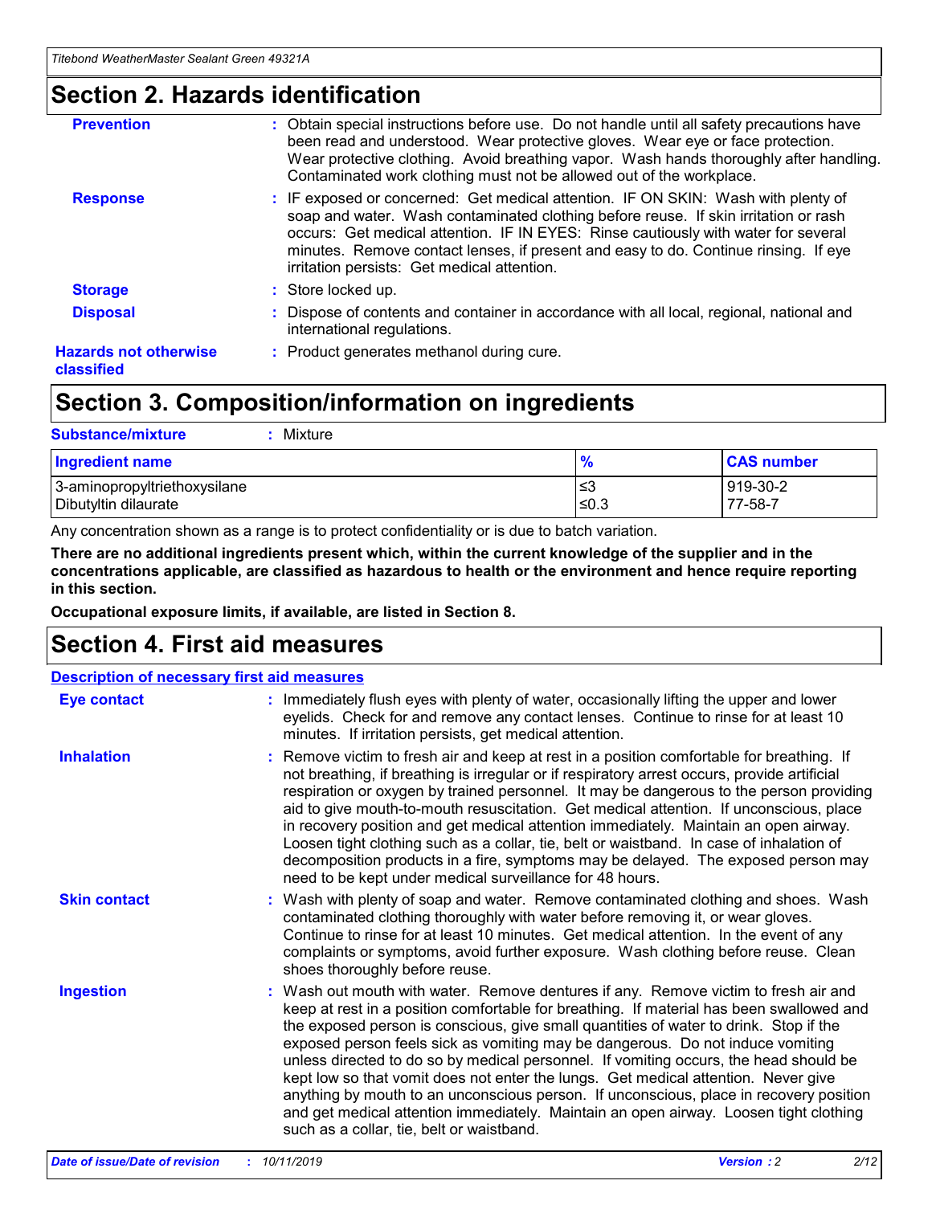## Section 2. Hazards identification

| | |
|---|---|
| **Prevention** | : Obtain special instructions before use. Do not handle until all safety precautions have been read and understood. Wear protective gloves. Wear eye or face protection. Wear protective clothing. Avoid breathing vapor. Wash hands thoroughly after handling. Contaminated work clothing must not be allowed out of the workplace. |
| **Response** | : IF exposed or concerned: Get medical attention. IF ON SKIN: Wash with plenty of soap and water. Wash contaminated clothing before reuse. If skin irritation or rash occurs: Get medical attention. IF IN EYES: Rinse cautiously with water for several minutes. Remove contact lenses, if present and easy to do. Continue rinsing. If eye irritation persists: Get medical attention. |
| **Storage** | : Store locked up. |
| **Disposal** | : Dispose of contents and container in accordance with all local, regional, national and international regulations. |
| **Hazards not otherwise classified** | : Product generates methanol during cure. |

## Section 3. Composition/information on ingredients

**Substance/mixture** : Mixture

| Ingredient name | % | CAS number |
|---|---|---|
| 3-aminopropyltriethoxysilane | ≤3 | 919-30-2 |
| Dibutyltin dilaurate | ≤0.3 | 77-58-7 |

Any concentration shown as a range is to protect confidentiality or is due to batch variation.

**There are no additional ingredients present which, within the current knowledge of the supplier and in the concentrations applicable, are classified as hazardous to health or the environment and hence require reporting in this section.**

**Occupational exposure limits, if available, are listed in Section 8.**

## Section 4. First aid measures

**Description of necessary first aid measures**

| | |
|---|---|
| **Eye contact** | : Immediately flush eyes with plenty of water, occasionally lifting the upper and lower eyelids. Check for and remove any contact lenses. Continue to rinse for at least 10 minutes. If irritation persists, get medical attention. |
| **Inhalation** | : Remove victim to fresh air and keep at rest in a position comfortable for breathing. If not breathing, if breathing is irregular or if respiratory arrest occurs, provide artificial respiration or oxygen by trained personnel. It may be dangerous to the person providing aid to give mouth-to-mouth resuscitation. Get medical attention. If unconscious, place in recovery position and get medical attention immediately. Maintain an open airway. Loosen tight clothing such as a collar, tie, belt or waistband. In case of inhalation of decomposition products in a fire, symptoms may be delayed. The exposed person may need to be kept under medical surveillance for 48 hours. |
| **Skin contact** | : Wash with plenty of soap and water. Remove contaminated clothing and shoes. Wash contaminated clothing thoroughly with water before removing it, or wear gloves. Continue to rinse for at least 10 minutes. Get medical attention. In the event of any complaints or symptoms, avoid further exposure. Wash clothing before reuse. Clean shoes thoroughly before reuse. |
| **Ingestion** | : Wash out mouth with water. Remove dentures if any. Remove victim to fresh air and keep at rest in a position comfortable for breathing. If material has been swallowed and the exposed person is conscious, give small quantities of water to drink. Stop if the exposed person feels sick as vomiting may be dangerous. Do not induce vomiting unless directed to do so by medical personnel. If vomiting occurs, the head should be kept low so that vomit does not enter the lungs. Get medical attention. Never give anything by mouth to an unconscious person. If unconscious, place in recovery position and get medical attention immediately. Maintain an open airway. Loosen tight clothing such as a collar, tie, belt or waistband. |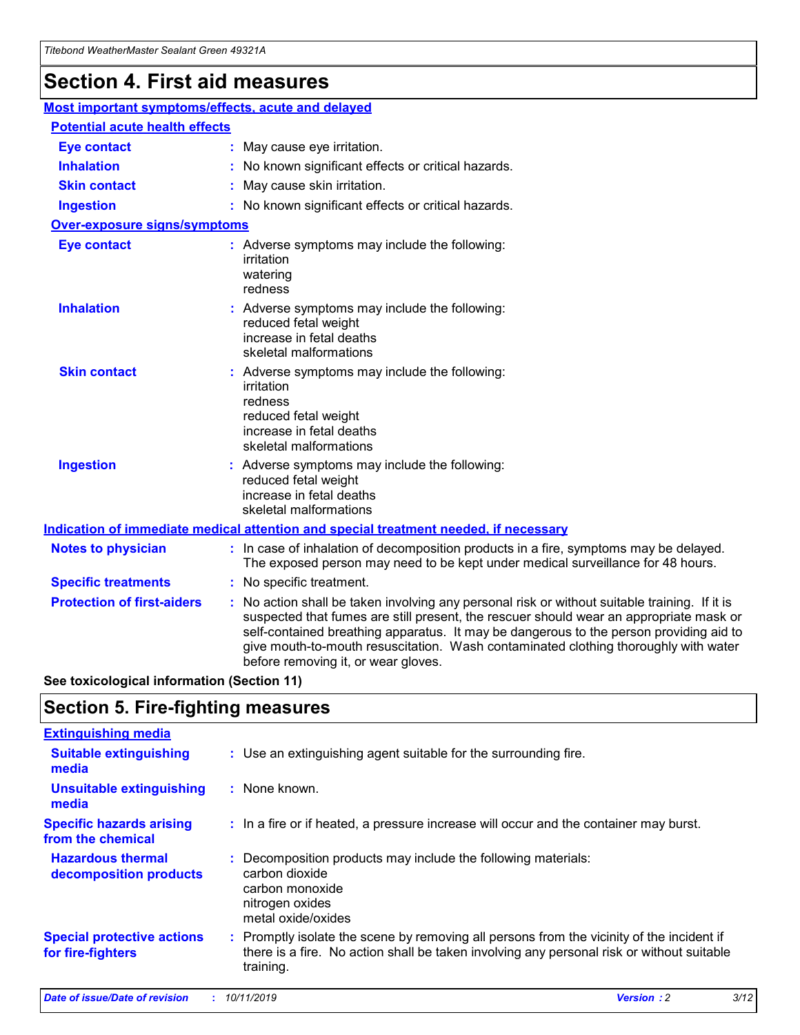# Section 4. First aid measures

## Most important symptoms/effects, acute and delayed

### Potential acute health effects

**Eye contact** : May cause eye irritation.

**Inhalation** : No known significant effects or critical hazards.

**Skin contact** : May cause skin irritation.

**Ingestion** : No known significant effects or critical hazards.

### Over-exposure signs/symptoms

**Eye contact** : Adverse symptoms may include the following:
irritation
watering
redness

**Inhalation** : Adverse symptoms may include the following:
reduced fetal weight
increase in fetal deaths
skeletal malformations

**Skin contact** : Adverse symptoms may include the following:
irritation
redness
reduced fetal weight
increase in fetal deaths
skeletal malformations

**Ingestion** : Adverse symptoms may include the following:
reduced fetal weight
increase in fetal deaths
skeletal malformations

## Indication of immediate medical attention and special treatment needed, if necessary

**Notes to physician** : In case of inhalation of decomposition products in a fire, symptoms may be delayed. The exposed person may need to be kept under medical surveillance for 48 hours.

**Specific treatments** : No specific treatment.

**Protection of first-aiders** : No action shall be taken involving any personal risk or without suitable training. If it is suspected that fumes are still present, the rescuer should wear an appropriate mask or self-contained breathing apparatus. It may be dangerous to the person providing aid to give mouth-to-mouth resuscitation. Wash contaminated clothing thoroughly with water before removing it, or wear gloves.

**See toxicological information (Section 11)**

# Section 5. Fire-fighting measures

## Extinguishing media

**Suitable extinguishing media** : Use an extinguishing agent suitable for the surrounding fire.

**Unsuitable extinguishing media** : None known.

**Specific hazards arising from the chemical** : In a fire or if heated, a pressure increase will occur and the container may burst.

**Hazardous thermal decomposition products** : Decomposition products may include the following materials:
carbon dioxide
carbon monoxide
nitrogen oxides
metal oxide/oxides

**Special protective actions for fire-fighters** : Promptly isolate the scene by removing all persons from the vicinity of the incident if there is a fire. No action shall be taken involving any personal risk or without suitable training.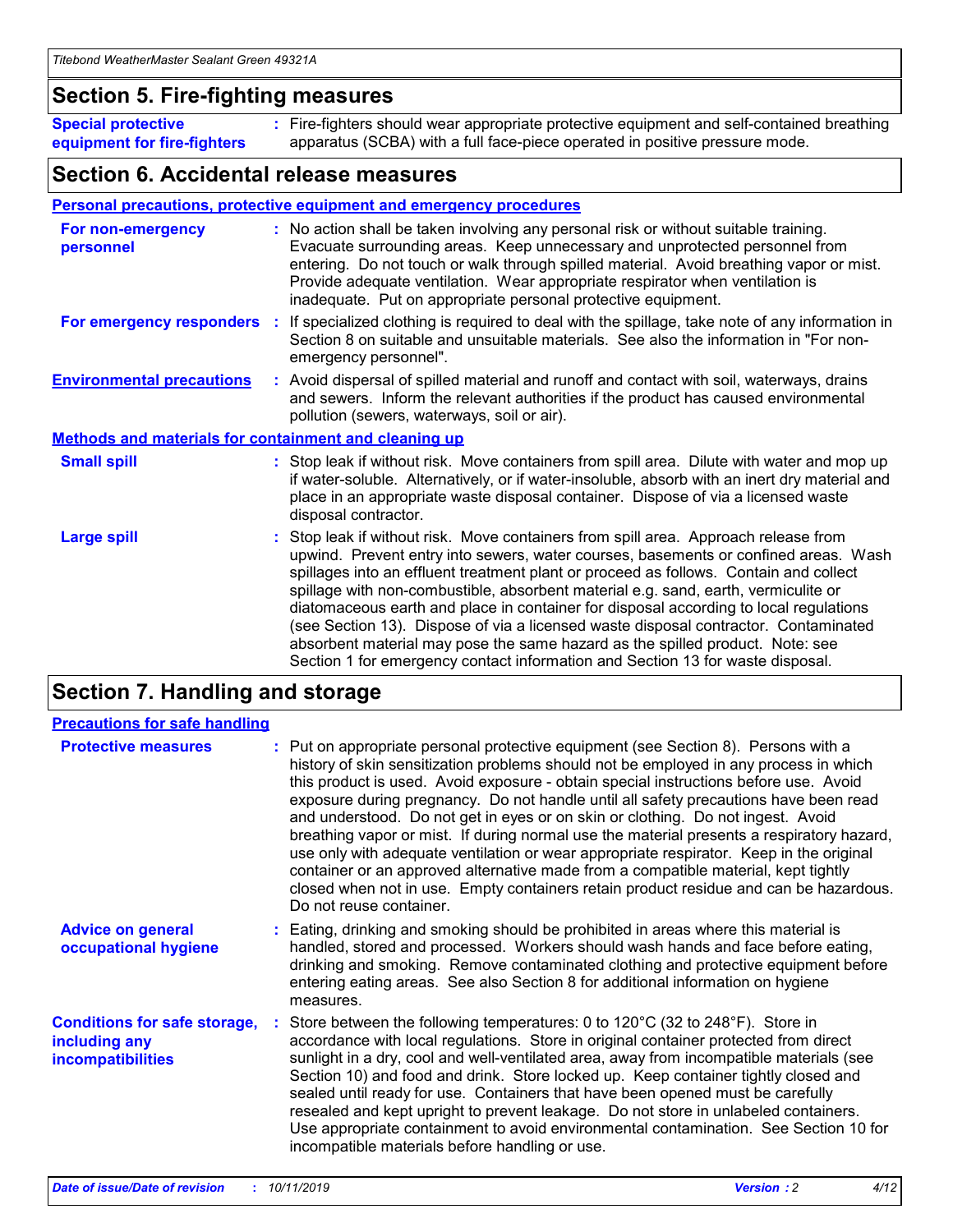## Section 5. Fire-fighting measures

**Special protective equipment for fire-fighters** : Fire-fighters should wear appropriate protective equipment and self-contained breathing apparatus (SCBA) with a full face-piece operated in positive pressure mode.

## Section 6. Accidental release measures

### Personal precautions, protective equipment and emergency procedures

**For non-emergency personnel** : No action shall be taken involving any personal risk or without suitable training. Evacuate surrounding areas. Keep unnecessary and unprotected personnel from entering. Do not touch or walk through spilled material. Avoid breathing vapor or mist. Provide adequate ventilation. Wear appropriate respirator when ventilation is inadequate. Put on appropriate personal protective equipment.

**For emergency responders** : If specialized clothing is required to deal with the spillage, take note of any information in Section 8 on suitable and unsuitable materials. See also the information in "For non-emergency personnel".

**Environmental precautions** : Avoid dispersal of spilled material and runoff and contact with soil, waterways, drains and sewers. Inform the relevant authorities if the product has caused environmental pollution (sewers, waterways, soil or air).

### Methods and materials for containment and cleaning up

**Small spill** : Stop leak if without risk. Move containers from spill area. Dilute with water and mop up if water-soluble. Alternatively, or if water-insoluble, absorb with an inert dry material and place in an appropriate waste disposal container. Dispose of via a licensed waste disposal contractor.

**Large spill** : Stop leak if without risk. Move containers from spill area. Approach release from upwind. Prevent entry into sewers, water courses, basements or confined areas. Wash spillages into an effluent treatment plant or proceed as follows. Contain and collect spillage with non-combustible, absorbent material e.g. sand, earth, vermiculite or diatomaceous earth and place in container for disposal according to local regulations (see Section 13). Dispose of via a licensed waste disposal contractor. Contaminated absorbent material may pose the same hazard as the spilled product. Note: see Section 1 for emergency contact information and Section 13 for waste disposal.

## Section 7. Handling and storage

### Precautions for safe handling

**Protective measures** : Put on appropriate personal protective equipment (see Section 8). Persons with a history of skin sensitization problems should not be employed in any process in which this product is used. Avoid exposure - obtain special instructions before use. Avoid exposure during pregnancy. Do not handle until all safety precautions have been read and understood. Do not get in eyes or on skin or clothing. Do not ingest. Avoid breathing vapor or mist. If during normal use the material presents a respiratory hazard, use only with adequate ventilation or wear appropriate respirator. Keep in the original container or an approved alternative made from a compatible material, kept tightly closed when not in use. Empty containers retain product residue and can be hazardous. Do not reuse container.

**Advice on general occupational hygiene** : Eating, drinking and smoking should be prohibited in areas where this material is handled, stored and processed. Workers should wash hands and face before eating, drinking and smoking. Remove contaminated clothing and protective equipment before entering eating areas. See also Section 8 for additional information on hygiene measures.

**Conditions for safe storage, including any incompatibilities** : Store between the following temperatures: 0 to 120°C (32 to 248°F). Store in accordance with local regulations. Store in original container protected from direct sunlight in a dry, cool and well-ventilated area, away from incompatible materials (see Section 10) and food and drink. Store locked up. Keep container tightly closed and sealed until ready for use. Containers that have been opened must be carefully resealed and kept upright to prevent leakage. Do not store in unlabeled containers. Use appropriate containment to avoid environmental contamination. See Section 10 for incompatible materials before handling or use.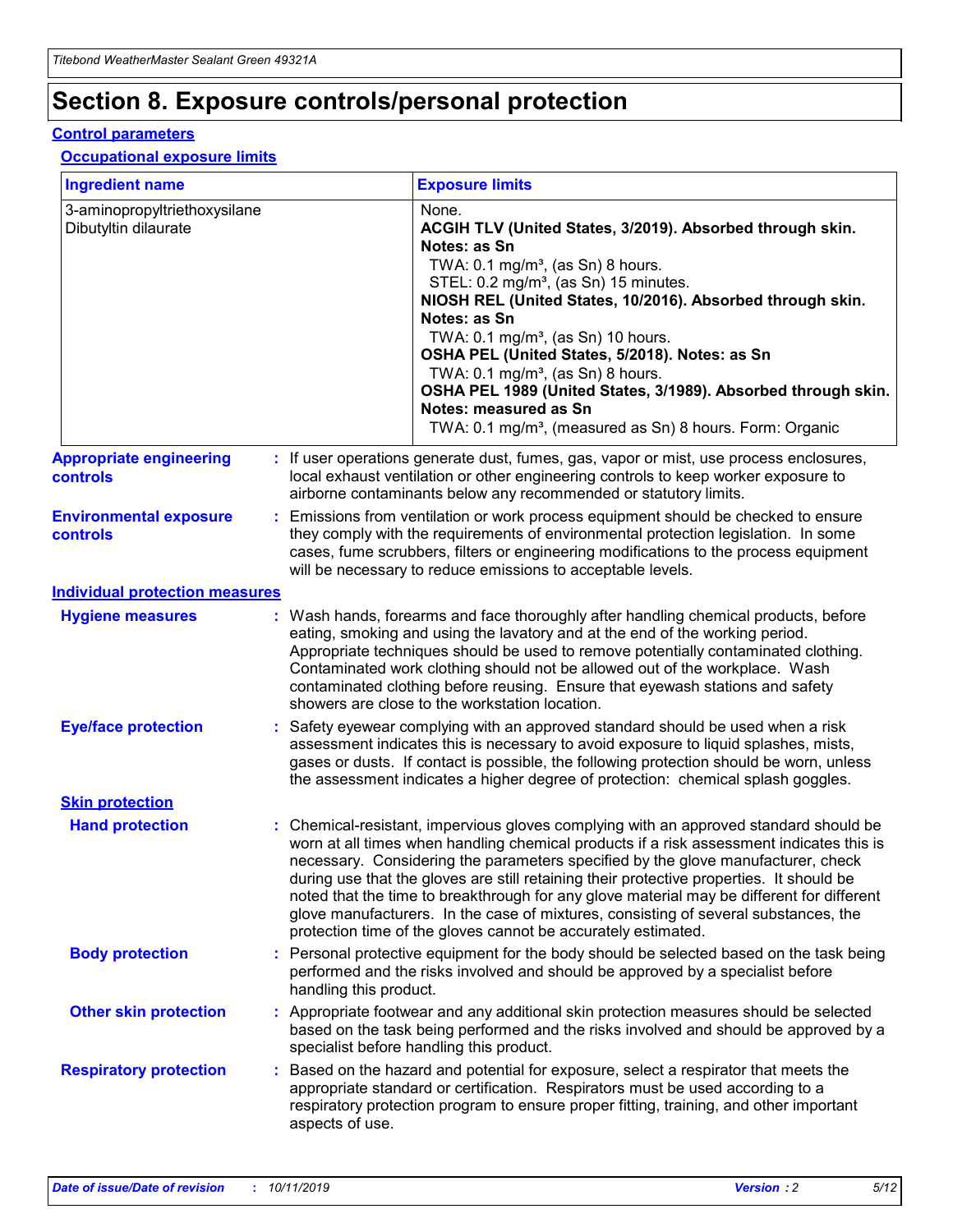# Section 8. Exposure controls/personal protection

## Control parameters

### Occupational exposure limits

| Ingredient name | Exposure limits |
| --- | --- |
| 3-aminopropyltriethoxysilane<br>Dibutyltin dilaurate | None.<br>**ACGIH TLV (United States, 3/2019). Absorbed through skin. Notes: as Sn**<br>TWA: 0.1 mg/m³, (as Sn) 8 hours.<br>STEL: 0.2 mg/m³, (as Sn) 15 minutes.<br>**NIOSH REL (United States, 10/2016). Absorbed through skin. Notes: as Sn**<br>TWA: 0.1 mg/m³, (as Sn) 10 hours.<br>**OSHA PEL (United States, 5/2018). Notes: as Sn**<br>TWA: 0.1 mg/m³, (as Sn) 8 hours.<br>**OSHA PEL 1989 (United States, 3/1989). Absorbed through skin. Notes: measured as Sn**<br>TWA: 0.1 mg/m³, (measured as Sn) 8 hours. Form: Organic |

**Appropriate engineering controls** : If user operations generate dust, fumes, gas, vapor or mist, use process enclosures, local exhaust ventilation or other engineering controls to keep worker exposure to airborne contaminants below any recommended or statutory limits.

**Environmental exposure controls** : Emissions from ventilation or work process equipment should be checked to ensure they comply with the requirements of environmental protection legislation. In some cases, fume scrubbers, filters or engineering modifications to the process equipment will be necessary to reduce emissions to acceptable levels.

## Individual protection measures

**Hygiene measures** : Wash hands, forearms and face thoroughly after handling chemical products, before eating, smoking and using the lavatory and at the end of the working period. Appropriate techniques should be used to remove potentially contaminated clothing. Contaminated work clothing should not be allowed out of the workplace. Wash contaminated clothing before reusing. Ensure that eyewash stations and safety showers are close to the workstation location.

**Eye/face protection** : Safety eyewear complying with an approved standard should be used when a risk assessment indicates this is necessary to avoid exposure to liquid splashes, mists, gases or dusts. If contact is possible, the following protection should be worn, unless the assessment indicates a higher degree of protection: chemical splash goggles.

### Skin protection

**Hand protection** : Chemical-resistant, impervious gloves complying with an approved standard should be worn at all times when handling chemical products if a risk assessment indicates this is necessary. Considering the parameters specified by the glove manufacturer, check during use that the gloves are still retaining their protective properties. It should be noted that the time to breakthrough for any glove material may be different for different glove manufacturers. In the case of mixtures, consisting of several substances, the protection time of the gloves cannot be accurately estimated.

**Body protection** : Personal protective equipment for the body should be selected based on the task being performed and the risks involved and should be approved by a specialist before handling this product.

**Other skin protection** : Appropriate footwear and any additional skin protection measures should be selected based on the task being performed and the risks involved and should be approved by a specialist before handling this product.

**Respiratory protection** : Based on the hazard and potential for exposure, select a respirator that meets the appropriate standard or certification. Respirators must be used according to a respiratory protection program to ensure proper fitting, training, and other important aspects of use.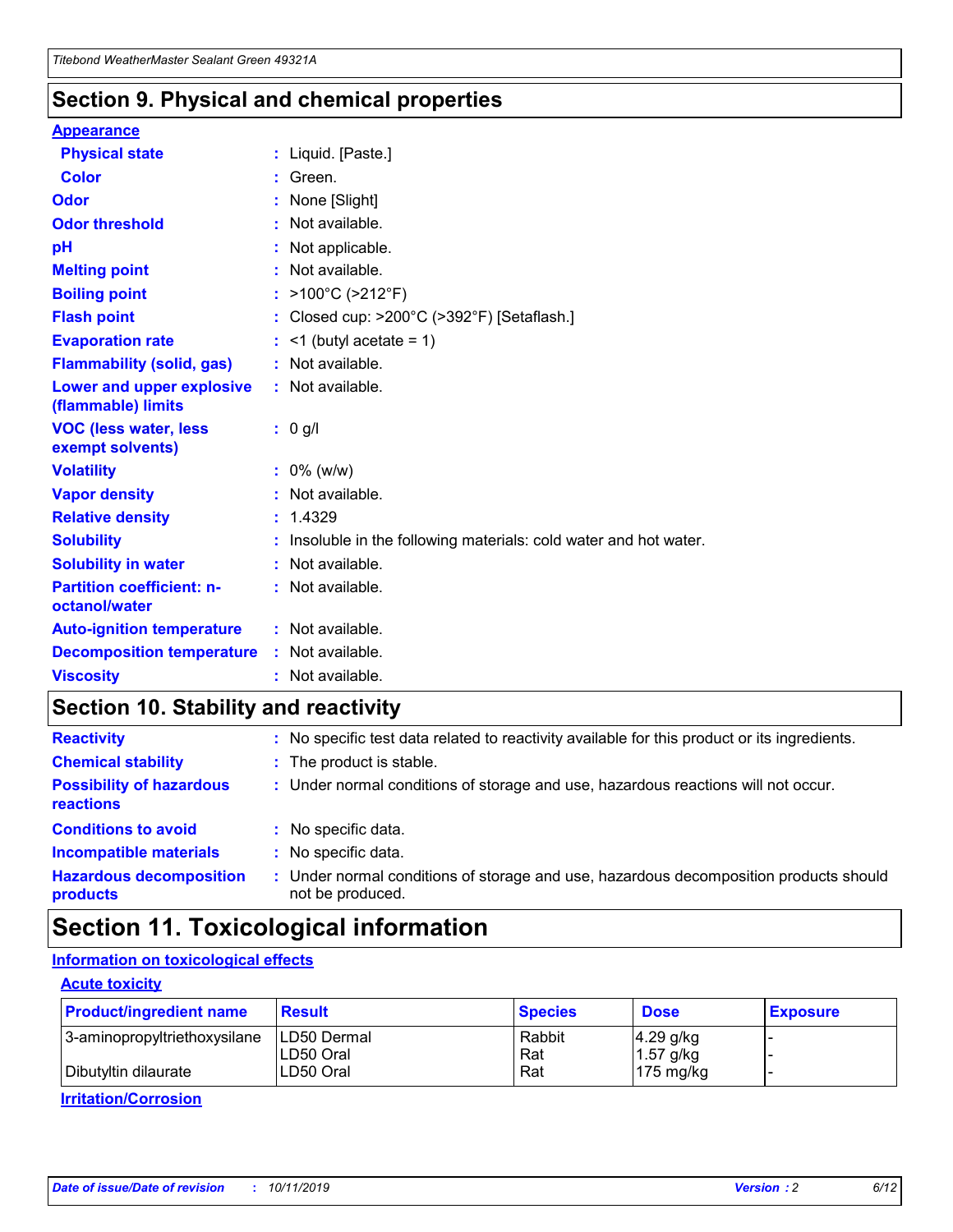## Section 9. Physical and chemical properties

### Appearance

| | |
|---|---|
| **Physical state** | : Liquid. [Paste.] |
| **Color** | : Green. |
| **Odor** | : None [Slight] |
| **Odor threshold** | : Not available. |
| **pH** | : Not applicable. |
| **Melting point** | : Not available. |
| **Boiling point** | : >100°C (>212°F) |
| **Flash point** | : Closed cup: >200°C (>392°F) [Setaflash.] |
| **Evaporation rate** | : <1 (butyl acetate = 1) |
| **Flammability (solid, gas)** | : Not available. |
| **Lower and upper explosive (flammable) limits** | : Not available. |
| **VOC (less water, less exempt solvents)** | : 0 g/l |
| **Volatility** | : 0% (w/w) |
| **Vapor density** | : Not available. |
| **Relative density** | : 1.4329 |
| **Solubility** | : Insoluble in the following materials: cold water and hot water. |
| **Solubility in water** | : Not available. |
| **Partition coefficient: n-octanol/water** | : Not available. |
| **Auto-ignition temperature** | : Not available. |
| **Decomposition temperature** | : Not available. |
| **Viscosity** | : Not available. |

## Section 10. Stability and reactivity

| | |
|---|---|
| **Reactivity** | : No specific test data related to reactivity available for this product or its ingredients. |
| **Chemical stability** | : The product is stable. |
| **Possibility of hazardous reactions** | : Under normal conditions of storage and use, hazardous reactions will not occur. |
| **Conditions to avoid** | : No specific data. |
| **Incompatible materials** | : No specific data. |
| **Hazardous decomposition products** | : Under normal conditions of storage and use, hazardous decomposition products should not be produced. |

## Section 11. Toxicological information

### Information on toxicological effects

#### Acute toxicity

| Product/ingredient name | Result | Species | Dose | Exposure |
|---|---|---|---|---|
| 3-aminopropyltriethoxysilane | LD50 Dermal | Rabbit | 4.29 g/kg | - |
| | LD50 Oral | Rat | 1.57 g/kg | - |
| Dibutyltin dilaurate | LD50 Oral | Rat | 175 mg/kg | - |

#### Irritation/Corrosion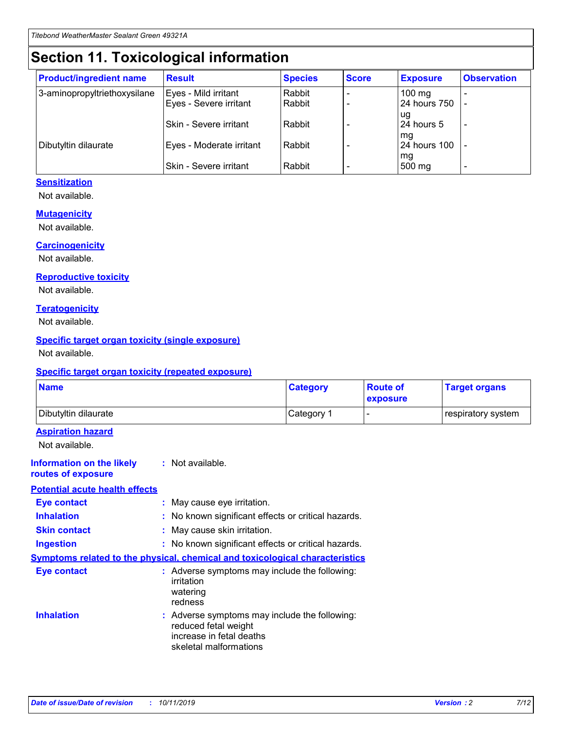# Section 11. Toxicological information

| Product/ingredient name | Result | Species | Score | Exposure | Observation |
|---|---|---|---|---|---|
| 3-aminopropyltriethoxysilane | Eyes - Mild irritant | Rabbit | - | 100 mg | - |
| | Eyes - Severe irritant | Rabbit | - | 24 hours 750 ug | - |
| | Skin - Severe irritant | Rabbit | - | 24 hours 5 mg | - |
| Dibutyltin dilaurate | Eyes - Moderate irritant | Rabbit | - | 24 hours 100 mg | - |
| | Skin - Severe irritant | Rabbit | - | 500 mg | - |

### Sensitization

Not available.

### Mutagenicity

Not available.

### Carcinogenicity

Not available.

### Reproductive toxicity

Not available.

### Teratogenicity

Not available.

### Specific target organ toxicity (single exposure)

Not available.

### Specific target organ toxicity (repeated exposure)

| Name | Category | Route of exposure | Target organs |
|---|---|---|---|
| Dibutyltin dilaurate | Category 1 | - | respiratory system |

### Aspiration hazard

Not available.

**Information on the likely routes of exposure** : Not available.

### Potential acute health effects

**Eye contact** : May cause eye irritation.

**Inhalation** : No known significant effects or critical hazards.

**Skin contact** : May cause skin irritation.

**Ingestion** : No known significant effects or critical hazards.

### Symptoms related to the physical, chemical and toxicological characteristics

**Eye contact** : Adverse symptoms may include the following:
irritation
watering
redness

**Inhalation** : Adverse symptoms may include the following:
reduced fetal weight
increase in fetal deaths
skeletal malformations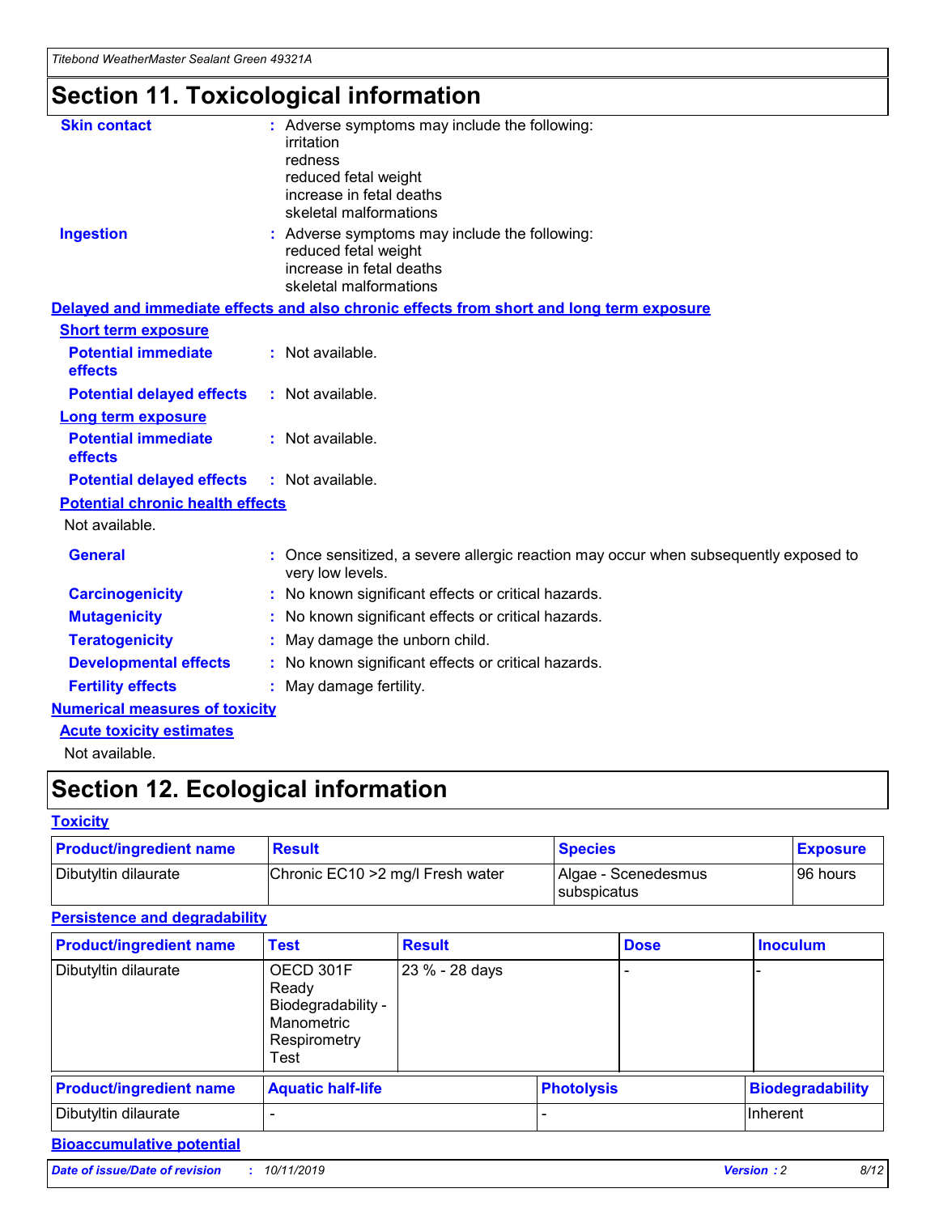# Section 11. Toxicological information

**Skin contact** : Adverse symptoms may include the following:
irritation
redness
reduced fetal weight
increase in fetal deaths
skeletal malformations

**Ingestion** : Adverse symptoms may include the following:
reduced fetal weight
increase in fetal deaths
skeletal malformations

**Delayed and immediate effects and also chronic effects from short and long term exposure**

**Short term exposure**

**Potential immediate effects** : Not available.

**Potential delayed effects** : Not available.

**Long term exposure**

**Potential immediate effects** : Not available.

**Potential delayed effects** : Not available.

**Potential chronic health effects**

Not available.

**General** : Once sensitized, a severe allergic reaction may occur when subsequently exposed to very low levels.

**Carcinogenicity** : No known significant effects or critical hazards.

**Mutagenicity** : No known significant effects or critical hazards.

**Teratogenicity** : May damage the unborn child.

**Developmental effects** : No known significant effects or critical hazards.

**Fertility effects** : May damage fertility.

**Numerical measures of toxicity**

**Acute toxicity estimates**

Not available.

# Section 12. Ecological information

**Toxicity**

| Product/ingredient name | Result | Species | Exposure |
|---|---|---|---|
| Dibutyltin dilaurate | Chronic EC10 >2 mg/l Fresh water | Algae - Scenedesmus subspicatus | 96 hours |

**Persistence and degradability**

| Product/ingredient name | Test | Result | Dose | Inoculum |
|---|---|---|---|---|
| Dibutyltin dilaurate | OECD 301F Ready Biodegradability - Manometric Respirometry Test | 23 % - 28 days | - | - |

| Product/ingredient name | Aquatic half-life | Photolysis | Biodegradability |
|---|---|---|---|
| Dibutyltin dilaurate | - | - | Inherent |

**Bioaccumulative potential**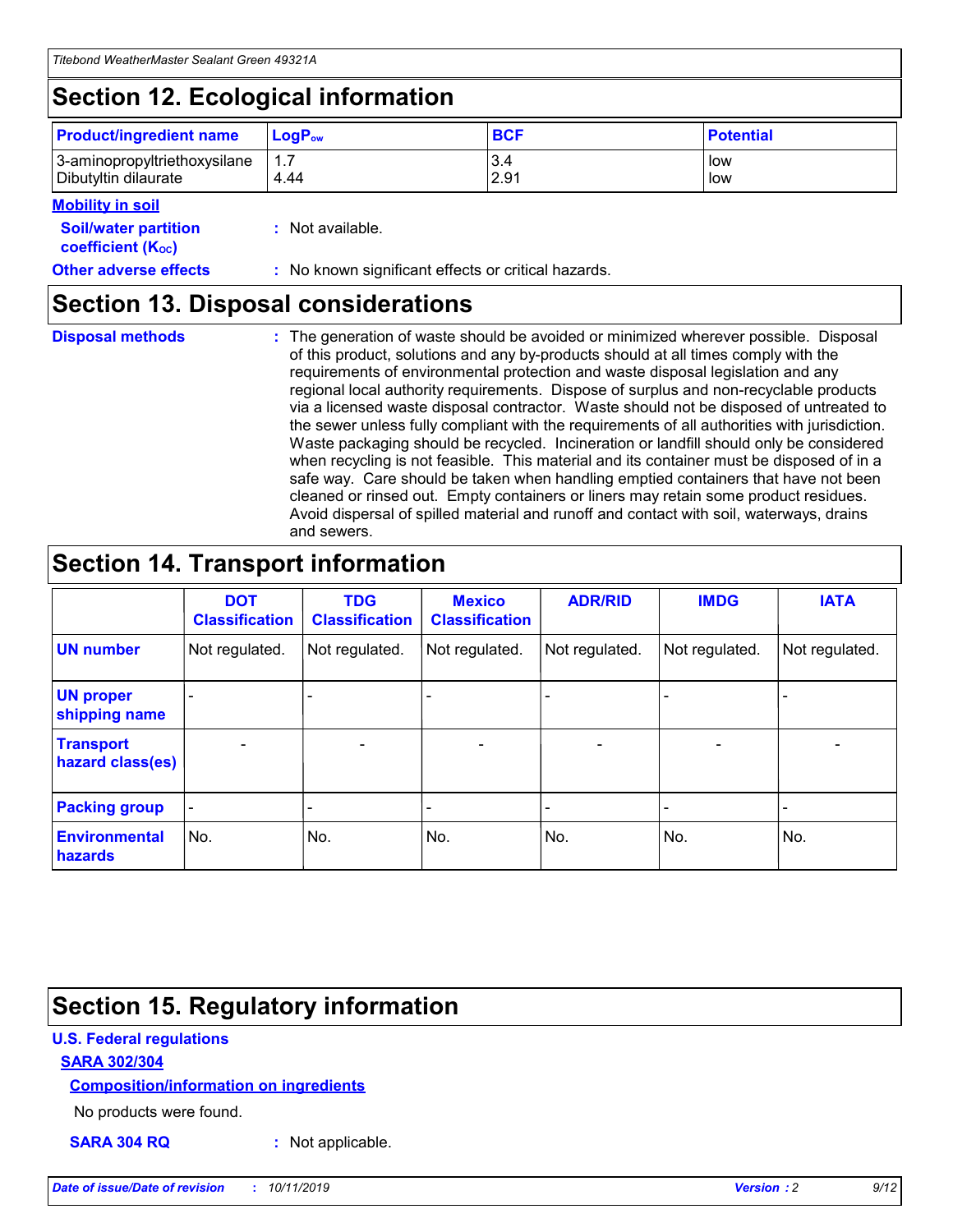## Section 12. Ecological information

| Product/ingredient name | $LogP_{ow}$ | BCF | Potential |
|---|---|---|---|
| 3-aminopropyltriethoxysilane | 1.7 | 3.4 | low |
| Dibutyltin dilaurate | 4.44 | 2.91 | low |

**Mobility in soil**

**Soil/water partition coefficient ($K_{OC}$)** : Not available.

**Other adverse effects** : No known significant effects or critical hazards.

## Section 13. Disposal considerations

**Disposal methods** : The generation of waste should be avoided or minimized wherever possible. Disposal of this product, solutions and any by-products should at all times comply with the requirements of environmental protection and waste disposal legislation and any regional local authority requirements. Dispose of surplus and non-recyclable products via a licensed waste disposal contractor. Waste should not be disposed of untreated to the sewer unless fully compliant with the requirements of all authorities with jurisdiction. Waste packaging should be recycled. Incineration or landfill should only be considered when recycling is not feasible. This material and its container must be disposed of in a safe way. Care should be taken when handling emptied containers that have not been cleaned or rinsed out. Empty containers or liners may retain some product residues. Avoid dispersal of spilled material and runoff and contact with soil, waterways, drains and sewers.

## Section 14. Transport information

| | DOT Classification | TDG Classification | Mexico Classification | ADR/RID | IMDG | IATA |
|---|---|---|---|---|---|---|
| **UN number** | Not regulated. | Not regulated. | Not regulated. | Not regulated. | Not regulated. | Not regulated. |
| **UN proper shipping name** | - | - | - | - | - | - |
| **Transport hazard class(es)** | - | - | - | - | - | - |
| **Packing group** | - | - | - | - | - | - |
| **Environmental hazards** | No. | No. | No. | No. | No. | No. |

## Section 15. Regulatory information

**U.S. Federal regulations**

**SARA 302/304**

**Composition/information on ingredients**

No products were found.

**SARA 304 RQ** : Not applicable.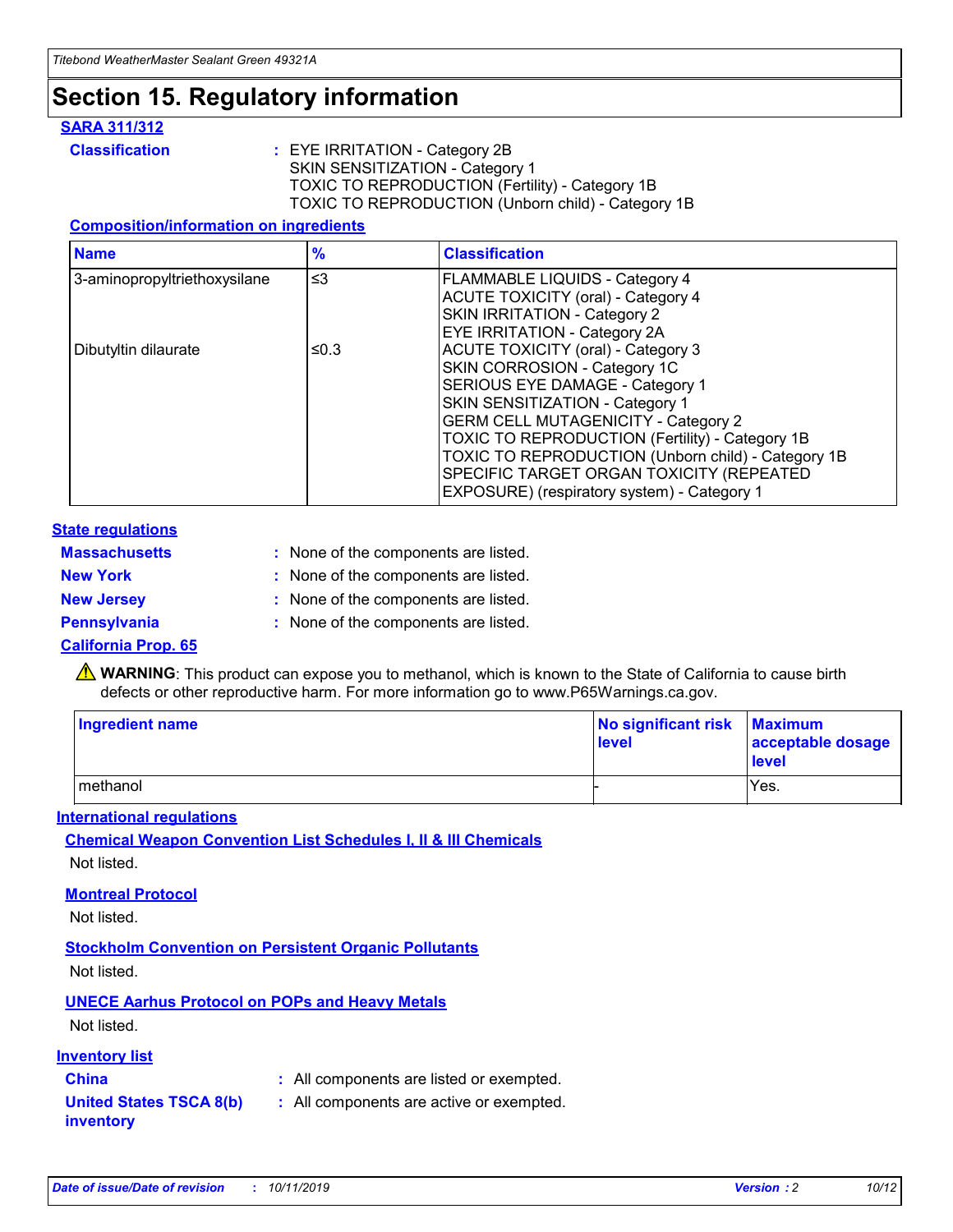# Section 15. Regulatory information

### SARA 311/312

**Classification** : EYE IRRITATION - Category 2B
SKIN SENSITIZATION - Category 1
TOXIC TO REPRODUCTION (Fertility) - Category 1B
TOXIC TO REPRODUCTION (Unborn child) - Category 1B

#### Composition/information on ingredients

| Name | % | Classification |
|---|---|---|
| 3-aminopropyltriethoxysilane | ≤3 | FLAMMABLE LIQUIDS - Category 4<br>ACUTE TOXICITY (oral) - Category 4<br>SKIN IRRITATION - Category 2<br>EYE IRRITATION - Category 2A |
| Dibutyltin dilaurate | ≤0.3 | ACUTE TOXICITY (oral) - Category 3<br>SKIN CORROSION - Category 1C<br>SERIOUS EYE DAMAGE - Category 1<br>SKIN SENSITIZATION - Category 1<br>GERM CELL MUTAGENICITY - Category 2<br>TOXIC TO REPRODUCTION (Fertility) - Category 1B<br>TOXIC TO REPRODUCTION (Unborn child) - Category 1B<br>SPECIFIC TARGET ORGAN TOXICITY (REPEATED EXPOSURE) (respiratory system) - Category 1 |

### State regulations

**Massachusetts** : None of the components are listed.

**New York** : None of the components are listed.

**New Jersey** : None of the components are listed.

**Pennsylvania** : None of the components are listed.

### California Prop. 65

⚠ **WARNING**: This product can expose you to methanol, which is known to the State of California to cause birth defects or other reproductive harm. For more information go to www.P65Warnings.ca.gov.

| Ingredient name | No significant risk level | Maximum acceptable dosage level |
|---|---|---|
| methanol | - | Yes. |

### International regulations

#### Chemical Weapon Convention List Schedules I, II & III Chemicals

Not listed.

#### Montreal Protocol

Not listed.

#### Stockholm Convention on Persistent Organic Pollutants

Not listed.

#### UNECE Aarhus Protocol on POPs and Heavy Metals

Not listed.

### Inventory list

**China** : All components are listed or exempted.

**United States TSCA 8(b) inventory** : All components are active or exempted.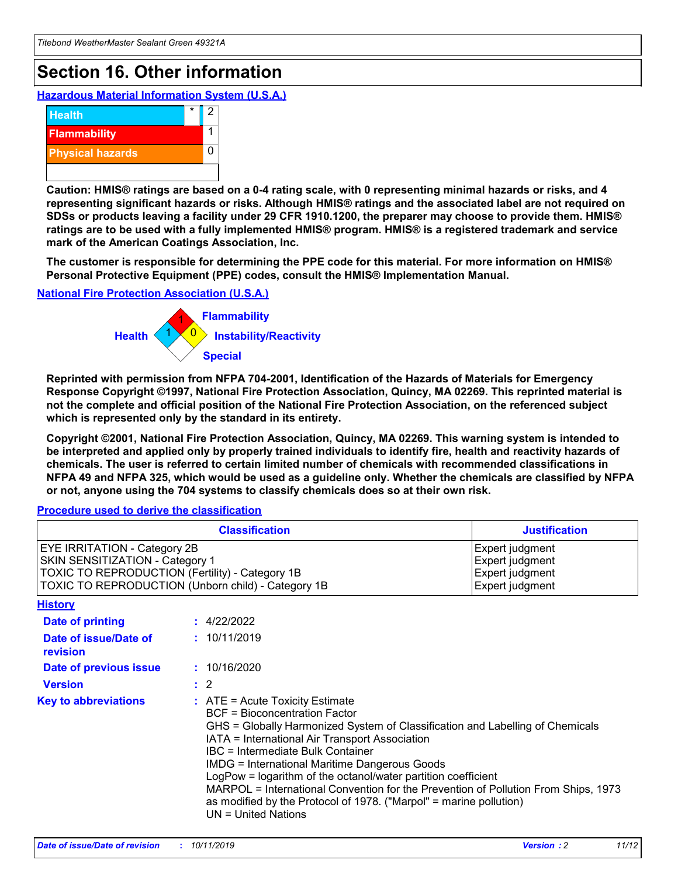# Section 16. Other information

## Hazardous Material Information System (U.S.A.)

| | | |
|---|---|---|
| Health | * | 2 |
| Flammability | | 1 |
| Physical hazards | | 0 |

**Caution: HMIS® ratings are based on a 0-4 rating scale, with 0 representing minimal hazards or risks, and 4 representing significant hazards or risks. Although HMIS® ratings and the associated label are not required on SDSs or products leaving a facility under 29 CFR 1910.1200, the preparer may choose to provide them. HMIS® ratings are to be used with a fully implemented HMIS® program. HMIS® is a registered trademark and service mark of the American Coatings Association, Inc.**

**The customer is responsible for determining the PPE code for this material. For more information on HMIS® Personal Protective Equipment (PPE) codes, consult the HMIS® Implementation Manual.**

## National Fire Protection Association (U.S.A.)

Flammability: 1
Health: 1
Instability/Reactivity: 0
Special:

**Reprinted with permission from NFPA 704-2001, Identification of the Hazards of Materials for Emergency Response Copyright ©1997, National Fire Protection Association, Quincy, MA 02269. This reprinted material is not the complete and official position of the National Fire Protection Association, on the referenced subject which is represented only by the standard in its entirety.**

**Copyright ©2001, National Fire Protection Association, Quincy, MA 02269. This warning system is intended to be interpreted and applied only by properly trained individuals to identify fire, health and reactivity hazards of chemicals. The user is referred to certain limited number of chemicals with recommended classifications in NFPA 49 and NFPA 325, which would be used as a guideline only. Whether the chemicals are classified by NFPA or not, anyone using the 704 systems to classify chemicals does so at their own risk.**

## Procedure used to derive the classification

| Classification | Justification |
|---|---|
| EYE IRRITATION - Category 2B | Expert judgment |
| SKIN SENSITIZATION - Category 1 | Expert judgment |
| TOXIC TO REPRODUCTION (Fertility) - Category 1B | Expert judgment |
| TOXIC TO REPRODUCTION (Unborn child) - Category 1B | Expert judgment |

## History

**Date of printing** : 4/22/2022

**Date of issue/Date of revision** : 10/11/2019

**Date of previous issue** : 10/16/2020

**Version** : 2

**Key to abbreviations** :
ATE = Acute Toxicity Estimate
BCF = Bioconcentration Factor
GHS = Globally Harmonized System of Classification and Labelling of Chemicals
IATA = International Air Transport Association
IBC = Intermediate Bulk Container
IMDG = International Maritime Dangerous Goods
LogPow = logarithm of the octanol/water partition coefficient
MARPOL = International Convention for the Prevention of Pollution From Ships, 1973 as modified by the Protocol of 1978. ("Marpol" = marine pollution)
UN = United Nations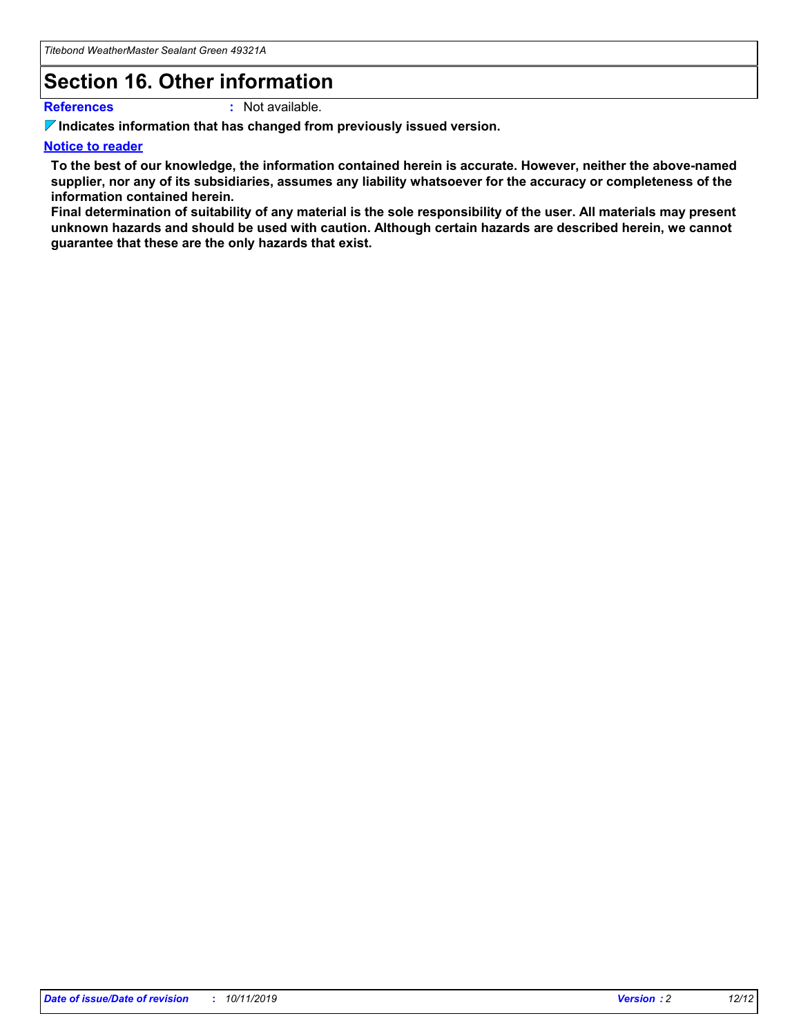# Section 16. Other information

**References** : Not available.

**Indicates information that has changed from previously issued version.**

**Notice to reader**

**To the best of our knowledge, the information contained herein is accurate. However, neither the above-named supplier, nor any of its subsidiaries, assumes any liability whatsoever for the accuracy or completeness of the information contained herein.**

**Final determination of suitability of any material is the sole responsibility of the user. All materials may present unknown hazards and should be used with caution. Although certain hazards are described herein, we cannot guarantee that these are the only hazards that exist.**